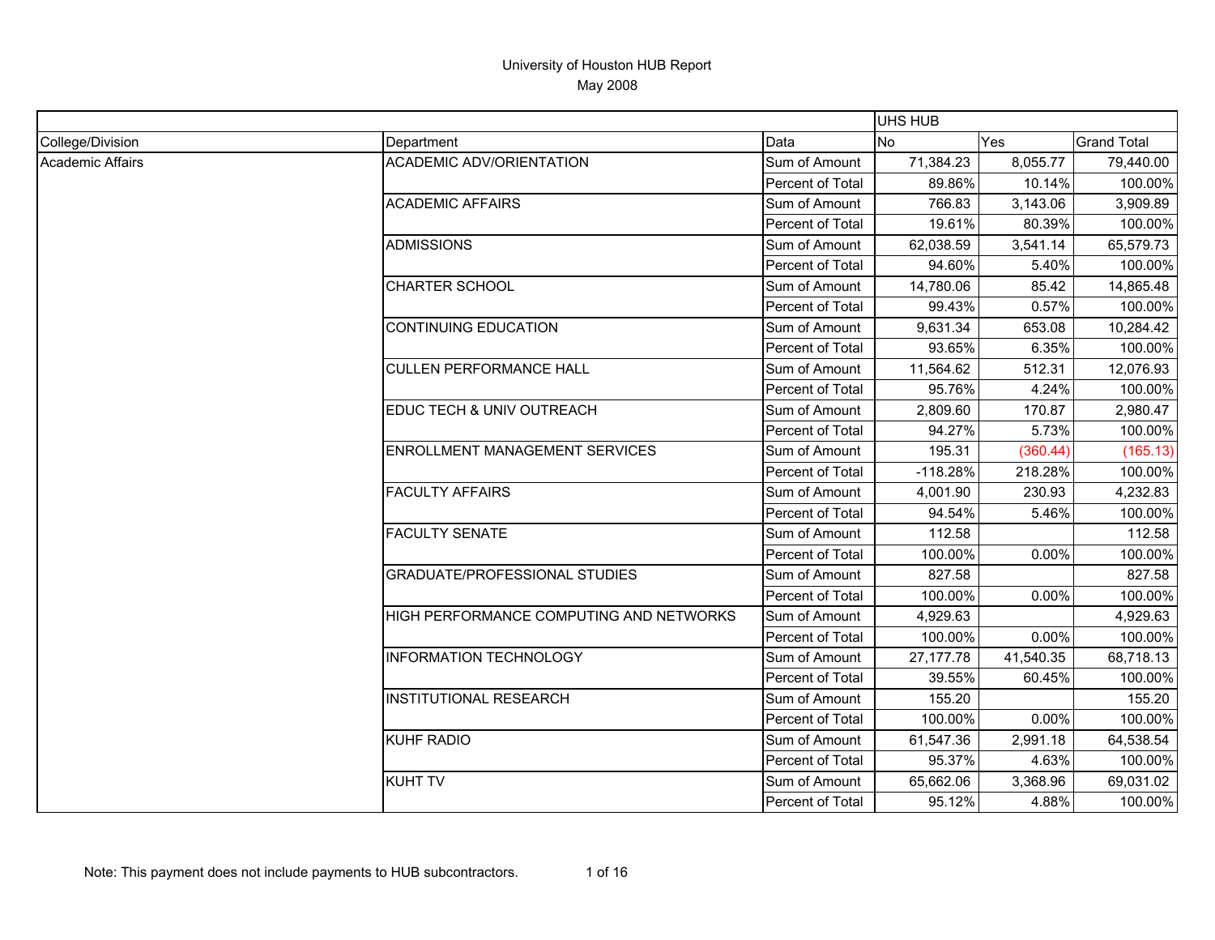# University of Houston HUB Report

May 2008

| | | | UHS HUB | | |
|---|---|---|---|---|---|
| College/Division | Department | Data | No | Yes | Grand Total |
| Academic Affairs | ACADEMIC ADV/ORIENTATION | Sum of Amount | 71,384.23 | 8,055.77 | 79,440.00 |
| | | Percent of Total | 89.86% | 10.14% | 100.00% |
| | ACADEMIC AFFAIRS | Sum of Amount | 766.83 | 3,143.06 | 3,909.89 |
| | | Percent of Total | 19.61% | 80.39% | 100.00% |
| | ADMISSIONS | Sum of Amount | 62,038.59 | 3,541.14 | 65,579.73 |
| | | Percent of Total | 94.60% | 5.40% | 100.00% |
| | CHARTER SCHOOL | Sum of Amount | 14,780.06 | 85.42 | 14,865.48 |
| | | Percent of Total | 99.43% | 0.57% | 100.00% |
| | CONTINUING EDUCATION | Sum of Amount | 9,631.34 | 653.08 | 10,284.42 |
| | | Percent of Total | 93.65% | 6.35% | 100.00% |
| | CULLEN PERFORMANCE HALL | Sum of Amount | 11,564.62 | 512.31 | 12,076.93 |
| | | Percent of Total | 95.76% | 4.24% | 100.00% |
| | EDUC TECH & UNIV OUTREACH | Sum of Amount | 2,809.60 | 170.87 | 2,980.47 |
| | | Percent of Total | 94.27% | 5.73% | 100.00% |
| | ENROLLMENT MANAGEMENT SERVICES | Sum of Amount | 195.31 | (360.44) | (165.13) |
| | | Percent of Total | -118.28% | 218.28% | 100.00% |
| | FACULTY AFFAIRS | Sum of Amount | 4,001.90 | 230.93 | 4,232.83 |
| | | Percent of Total | 94.54% | 5.46% | 100.00% |
| | FACULTY SENATE | Sum of Amount | 112.58 | | 112.58 |
| | | Percent of Total | 100.00% | 0.00% | 100.00% |
| | GRADUATE/PROFESSIONAL STUDIES | Sum of Amount | 827.58 | | 827.58 |
| | | Percent of Total | 100.00% | 0.00% | 100.00% |
| | HIGH PERFORMANCE COMPUTING AND NETWORKS | Sum of Amount | 4,929.63 | | 4,929.63 |
| | | Percent of Total | 100.00% | 0.00% | 100.00% |
| | INFORMATION TECHNOLOGY | Sum of Amount | 27,177.78 | 41,540.35 | 68,718.13 |
| | | Percent of Total | 39.55% | 60.45% | 100.00% |
| | INSTITUTIONAL RESEARCH | Sum of Amount | 155.20 | | 155.20 |
| | | Percent of Total | 100.00% | 0.00% | 100.00% |
| | KUHF RADIO | Sum of Amount | 61,547.36 | 2,991.18 | 64,538.54 |
| | | Percent of Total | 95.37% | 4.63% | 100.00% |
| | KUHT TV | Sum of Amount | 65,662.06 | 3,368.96 | 69,031.02 |
| | | Percent of Total | 95.12% | 4.88% | 100.00% |

Note: This payment does not include payments to HUB subcontractors.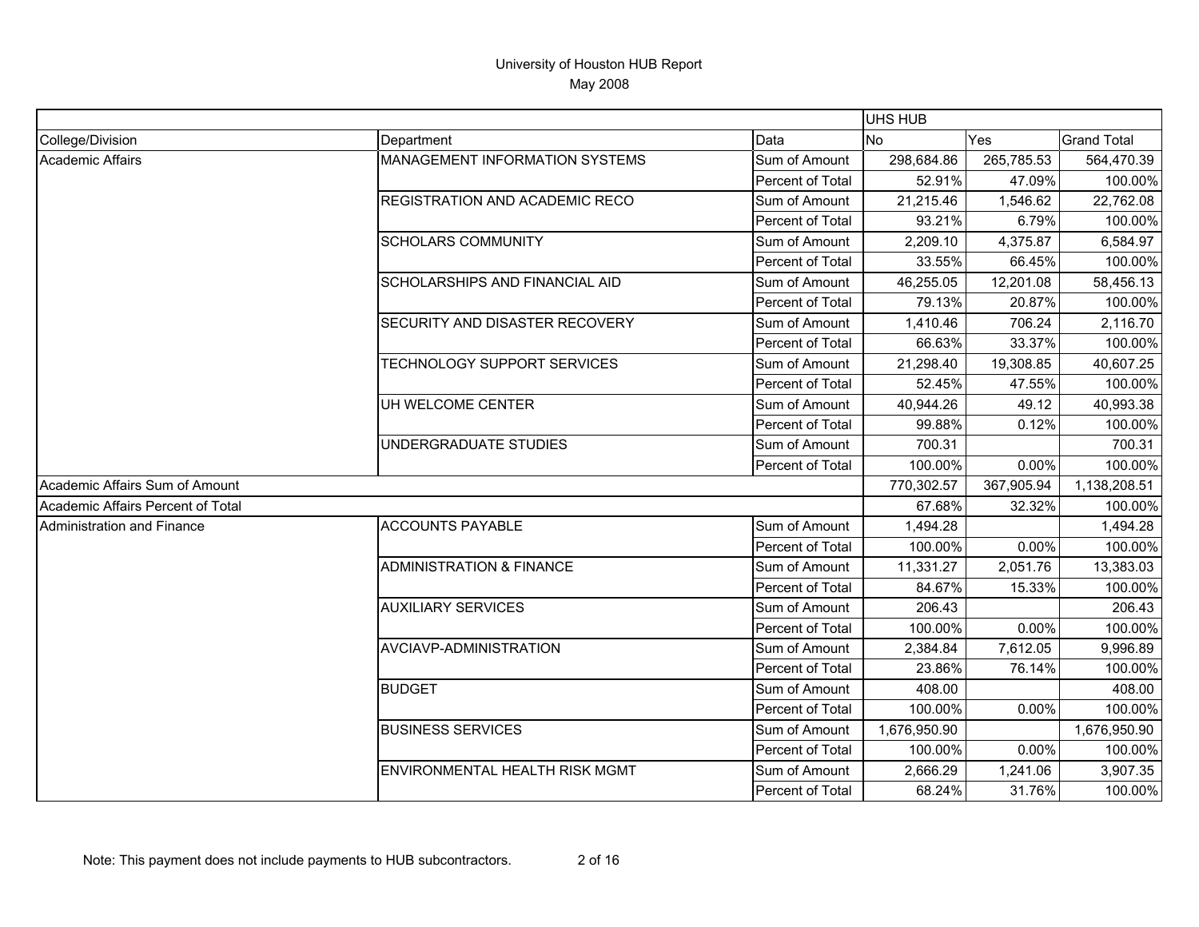# University of Houston HUB Report

May 2008

| | | | UHS HUB | | |
|---|---|---|---|---|---|
| College/Division | Department | Data | No | Yes | Grand Total |
| Academic Affairs | MANAGEMENT INFORMATION SYSTEMS | Sum of Amount | 298,684.86 | 265,785.53 | 564,470.39 |
| | | Percent of Total | 52.91% | 47.09% | 100.00% |
| | REGISTRATION AND ACADEMIC RECO | Sum of Amount | 21,215.46 | 1,546.62 | 22,762.08 |
| | | Percent of Total | 93.21% | 6.79% | 100.00% |
| | SCHOLARS COMMUNITY | Sum of Amount | 2,209.10 | 4,375.87 | 6,584.97 |
| | | Percent of Total | 33.55% | 66.45% | 100.00% |
| | SCHOLARSHIPS AND FINANCIAL AID | Sum of Amount | 46,255.05 | 12,201.08 | 58,456.13 |
| | | Percent of Total | 79.13% | 20.87% | 100.00% |
| | SECURITY AND DISASTER RECOVERY | Sum of Amount | 1,410.46 | 706.24 | 2,116.70 |
| | | Percent of Total | 66.63% | 33.37% | 100.00% |
| | TECHNOLOGY SUPPORT SERVICES | Sum of Amount | 21,298.40 | 19,308.85 | 40,607.25 |
| | | Percent of Total | 52.45% | 47.55% | 100.00% |
| | UH WELCOME CENTER | Sum of Amount | 40,944.26 | 49.12 | 40,993.38 |
| | | Percent of Total | 99.88% | 0.12% | 100.00% |
| | UNDERGRADUATE STUDIES | Sum of Amount | 700.31 | | 700.31 |
| | | Percent of Total | 100.00% | 0.00% | 100.00% |
| Academic Affairs Sum of Amount | | | 770,302.57 | 367,905.94 | 1,138,208.51 |
| Academic Affairs Percent of Total | | | 67.68% | 32.32% | 100.00% |
| Administration and Finance | ACCOUNTS PAYABLE | Sum of Amount | 1,494.28 | | 1,494.28 |
| | | Percent of Total | 100.00% | 0.00% | 100.00% |
| | ADMINISTRATION & FINANCE | Sum of Amount | 11,331.27 | 2,051.76 | 13,383.03 |
| | | Percent of Total | 84.67% | 15.33% | 100.00% |
| | AUXILIARY SERVICES | Sum of Amount | 206.43 | | 206.43 |
| | | Percent of Total | 100.00% | 0.00% | 100.00% |
| | AVCIAVP-ADMINISTRATION | Sum of Amount | 2,384.84 | 7,612.05 | 9,996.89 |
| | | Percent of Total | 23.86% | 76.14% | 100.00% |
| | BUDGET | Sum of Amount | 408.00 | | 408.00 |
| | | Percent of Total | 100.00% | 0.00% | 100.00% |
| | BUSINESS SERVICES | Sum of Amount | 1,676,950.90 | | 1,676,950.90 |
| | | Percent of Total | 100.00% | 0.00% | 100.00% |
| | ENVIRONMENTAL HEALTH RISK MGMT | Sum of Amount | 2,666.29 | 1,241.06 | 3,907.35 |
| | | Percent of Total | 68.24% | 31.76% | 100.00% |

Note: This payment does not include payments to HUB subcontractors.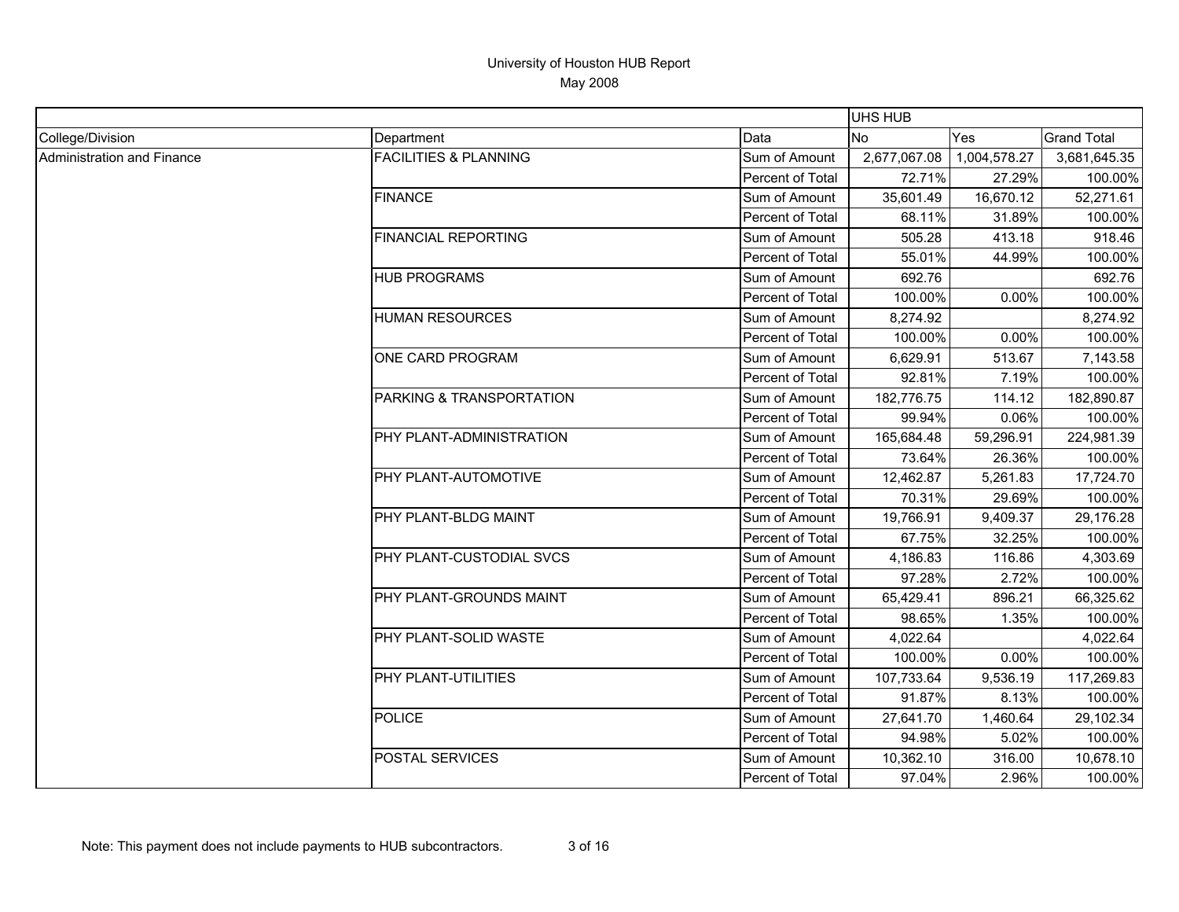# University of Houston HUB Report

May 2008

| | | | UHS HUB | | |
|---|---|---|---|---|---|
| College/Division | Department | Data | No | Yes | Grand Total |
| Administration and Finance | FACILITIES & PLANNING | Sum of Amount | 2,677,067.08 | 1,004,578.27 | 3,681,645.35 |
| | | Percent of Total | 72.71% | 27.29% | 100.00% |
| | FINANCE | Sum of Amount | 35,601.49 | 16,670.12 | 52,271.61 |
| | | Percent of Total | 68.11% | 31.89% | 100.00% |
| | FINANCIAL REPORTING | Sum of Amount | 505.28 | 413.18 | 918.46 |
| | | Percent of Total | 55.01% | 44.99% | 100.00% |
| | HUB PROGRAMS | Sum of Amount | 692.76 | | 692.76 |
| | | Percent of Total | 100.00% | 0.00% | 100.00% |
| | HUMAN RESOURCES | Sum of Amount | 8,274.92 | | 8,274.92 |
| | | Percent of Total | 100.00% | 0.00% | 100.00% |
| | ONE CARD PROGRAM | Sum of Amount | 6,629.91 | 513.67 | 7,143.58 |
| | | Percent of Total | 92.81% | 7.19% | 100.00% |
| | PARKING & TRANSPORTATION | Sum of Amount | 182,776.75 | 114.12 | 182,890.87 |
| | | Percent of Total | 99.94% | 0.06% | 100.00% |
| | PHY PLANT-ADMINISTRATION | Sum of Amount | 165,684.48 | 59,296.91 | 224,981.39 |
| | | Percent of Total | 73.64% | 26.36% | 100.00% |
| | PHY PLANT-AUTOMOTIVE | Sum of Amount | 12,462.87 | 5,261.83 | 17,724.70 |
| | | Percent of Total | 70.31% | 29.69% | 100.00% |
| | PHY PLANT-BLDG MAINT | Sum of Amount | 19,766.91 | 9,409.37 | 29,176.28 |
| | | Percent of Total | 67.75% | 32.25% | 100.00% |
| | PHY PLANT-CUSTODIAL SVCS | Sum of Amount | 4,186.83 | 116.86 | 4,303.69 |
| | | Percent of Total | 97.28% | 2.72% | 100.00% |
| | PHY PLANT-GROUNDS MAINT | Sum of Amount | 65,429.41 | 896.21 | 66,325.62 |
| | | Percent of Total | 98.65% | 1.35% | 100.00% |
| | PHY PLANT-SOLID WASTE | Sum of Amount | 4,022.64 | | 4,022.64 |
| | | Percent of Total | 100.00% | 0.00% | 100.00% |
| | PHY PLANT-UTILITIES | Sum of Amount | 107,733.64 | 9,536.19 | 117,269.83 |
| | | Percent of Total | 91.87% | 8.13% | 100.00% |
| | POLICE | Sum of Amount | 27,641.70 | 1,460.64 | 29,102.34 |
| | | Percent of Total | 94.98% | 5.02% | 100.00% |
| | POSTAL SERVICES | Sum of Amount | 10,362.10 | 316.00 | 10,678.10 |
| | | Percent of Total | 97.04% | 2.96% | 100.00% |

Note: This payment does not include payments to HUB subcontractors.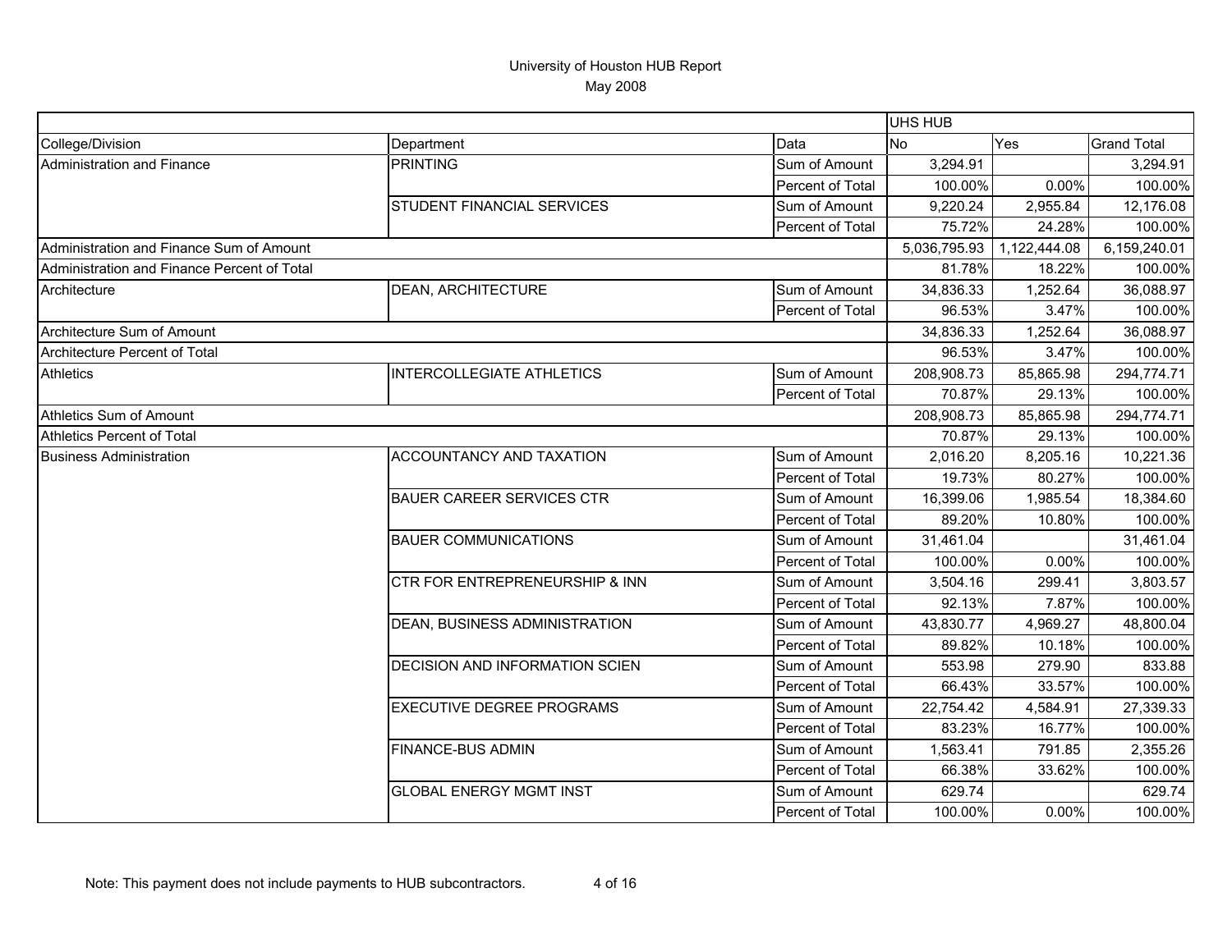# University of Houston HUB Report

May 2008

| | | | UHS HUB | | |
|---|---|---|---|---|---|
| College/Division | Department | Data | No | Yes | Grand Total |
| Administration and Finance | PRINTING | Sum of Amount | 3,294.91 | | 3,294.91 |
| | | Percent of Total | 100.00% | 0.00% | 100.00% |
| | STUDENT FINANCIAL SERVICES | Sum of Amount | 9,220.24 | 2,955.84 | 12,176.08 |
| | | Percent of Total | 75.72% | 24.28% | 100.00% |
| Administration and Finance Sum of Amount | | | 5,036,795.93 | 1,122,444.08 | 6,159,240.01 |
| Administration and Finance Percent of Total | | | 81.78% | 18.22% | 100.00% |
| Architecture | DEAN, ARCHITECTURE | Sum of Amount | 34,836.33 | 1,252.64 | 36,088.97 |
| | | Percent of Total | 96.53% | 3.47% | 100.00% |
| Architecture Sum of Amount | | | 34,836.33 | 1,252.64 | 36,088.97 |
| Architecture Percent of Total | | | 96.53% | 3.47% | 100.00% |
| Athletics | INTERCOLLEGIATE ATHLETICS | Sum of Amount | 208,908.73 | 85,865.98 | 294,774.71 |
| | | Percent of Total | 70.87% | 29.13% | 100.00% |
| Athletics Sum of Amount | | | 208,908.73 | 85,865.98 | 294,774.71 |
| Athletics Percent of Total | | | 70.87% | 29.13% | 100.00% |
| Business Administration | ACCOUNTANCY AND TAXATION | Sum of Amount | 2,016.20 | 8,205.16 | 10,221.36 |
| | | Percent of Total | 19.73% | 80.27% | 100.00% |
| | BAUER CAREER SERVICES CTR | Sum of Amount | 16,399.06 | 1,985.54 | 18,384.60 |
| | | Percent of Total | 89.20% | 10.80% | 100.00% |
| | BAUER COMMUNICATIONS | Sum of Amount | 31,461.04 | | 31,461.04 |
| | | Percent of Total | 100.00% | 0.00% | 100.00% |
| | CTR FOR ENTREPRENEURSHIP & INN | Sum of Amount | 3,504.16 | 299.41 | 3,803.57 |
| | | Percent of Total | 92.13% | 7.87% | 100.00% |
| | DEAN, BUSINESS ADMINISTRATION | Sum of Amount | 43,830.77 | 4,969.27 | 48,800.04 |
| | | Percent of Total | 89.82% | 10.18% | 100.00% |
| | DECISION AND INFORMATION SCIEN | Sum of Amount | 553.98 | 279.90 | 833.88 |
| | | Percent of Total | 66.43% | 33.57% | 100.00% |
| | EXECUTIVE DEGREE PROGRAMS | Sum of Amount | 22,754.42 | 4,584.91 | 27,339.33 |
| | | Percent of Total | 83.23% | 16.77% | 100.00% |
| | FINANCE-BUS ADMIN | Sum of Amount | 1,563.41 | 791.85 | 2,355.26 |
| | | Percent of Total | 66.38% | 33.62% | 100.00% |
| | GLOBAL ENERGY MGMT INST | Sum of Amount | 629.74 | | 629.74 |
| | | Percent of Total | 100.00% | 0.00% | 100.00% |

Note: This payment does not include payments to HUB subcontractors.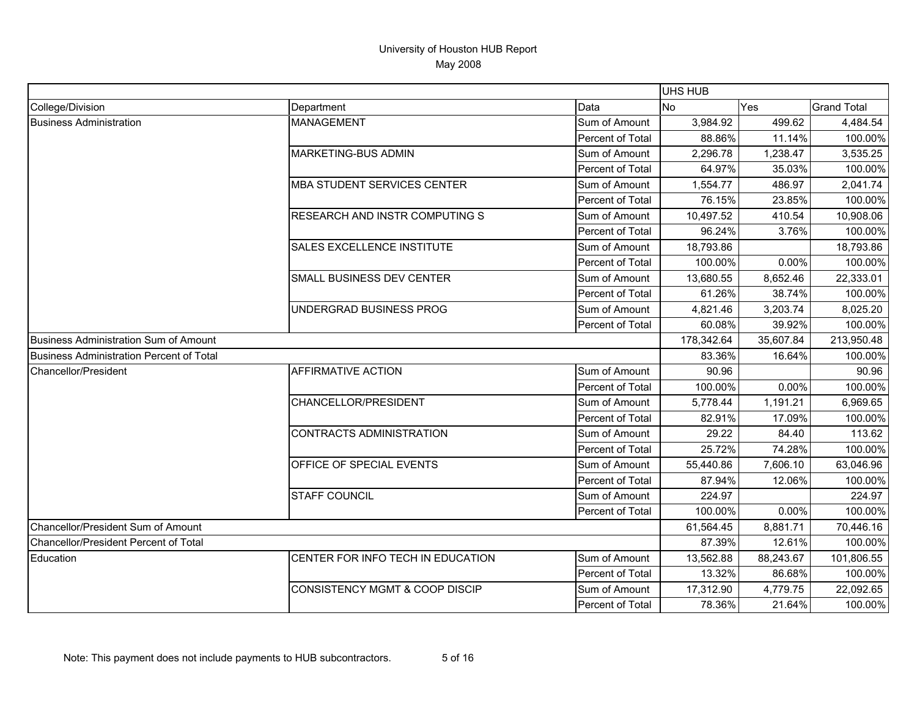# University of Houston HUB Report

May 2008

| | | | UHS HUB | | |
|---|---|---|---|---|---|
| College/Division | Department | Data | No | Yes | Grand Total |
| Business Administration | MANAGEMENT | Sum of Amount | 3,984.92 | 499.62 | 4,484.54 |
| | | Percent of Total | 88.86% | 11.14% | 100.00% |
| | MARKETING-BUS ADMIN | Sum of Amount | 2,296.78 | 1,238.47 | 3,535.25 |
| | | Percent of Total | 64.97% | 35.03% | 100.00% |
| | MBA STUDENT SERVICES CENTER | Sum of Amount | 1,554.77 | 486.97 | 2,041.74 |
| | | Percent of Total | 76.15% | 23.85% | 100.00% |
| | RESEARCH AND INSTR COMPUTING S | Sum of Amount | 10,497.52 | 410.54 | 10,908.06 |
| | | Percent of Total | 96.24% | 3.76% | 100.00% |
| | SALES EXCELLENCE INSTITUTE | Sum of Amount | 18,793.86 | | 18,793.86 |
| | | Percent of Total | 100.00% | 0.00% | 100.00% |
| | SMALL BUSINESS DEV CENTER | Sum of Amount | 13,680.55 | 8,652.46 | 22,333.01 |
| | | Percent of Total | 61.26% | 38.74% | 100.00% |
| | UNDERGRAD BUSINESS PROG | Sum of Amount | 4,821.46 | 3,203.74 | 8,025.20 |
| | | Percent of Total | 60.08% | 39.92% | 100.00% |
| Business Administration Sum of Amount | | | 178,342.64 | 35,607.84 | 213,950.48 |
| Business Administration Percent of Total | | | 83.36% | 16.64% | 100.00% |
| Chancellor/President | AFFIRMATIVE ACTION | Sum of Amount | 90.96 | | 90.96 |
| | | Percent of Total | 100.00% | 0.00% | 100.00% |
| | CHANCELLOR/PRESIDENT | Sum of Amount | 5,778.44 | 1,191.21 | 6,969.65 |
| | | Percent of Total | 82.91% | 17.09% | 100.00% |
| | CONTRACTS ADMINISTRATION | Sum of Amount | 29.22 | 84.40 | 113.62 |
| | | Percent of Total | 25.72% | 74.28% | 100.00% |
| | OFFICE OF SPECIAL EVENTS | Sum of Amount | 55,440.86 | 7,606.10 | 63,046.96 |
| | | Percent of Total | 87.94% | 12.06% | 100.00% |
| | STAFF COUNCIL | Sum of Amount | 224.97 | | 224.97 |
| | | Percent of Total | 100.00% | 0.00% | 100.00% |
| Chancellor/President Sum of Amount | | | 61,564.45 | 8,881.71 | 70,446.16 |
| Chancellor/President Percent of Total | | | 87.39% | 12.61% | 100.00% |
| Education | CENTER FOR INFO TECH IN EDUCATION | Sum of Amount | 13,562.88 | 88,243.67 | 101,806.55 |
| | | Percent of Total | 13.32% | 86.68% | 100.00% |
| | CONSISTENCY MGMT & COOP DISCIP | Sum of Amount | 17,312.90 | 4,779.75 | 22,092.65 |
| | | Percent of Total | 78.36% | 21.64% | 100.00% |

Note: This payment does not include payments to HUB subcontractors.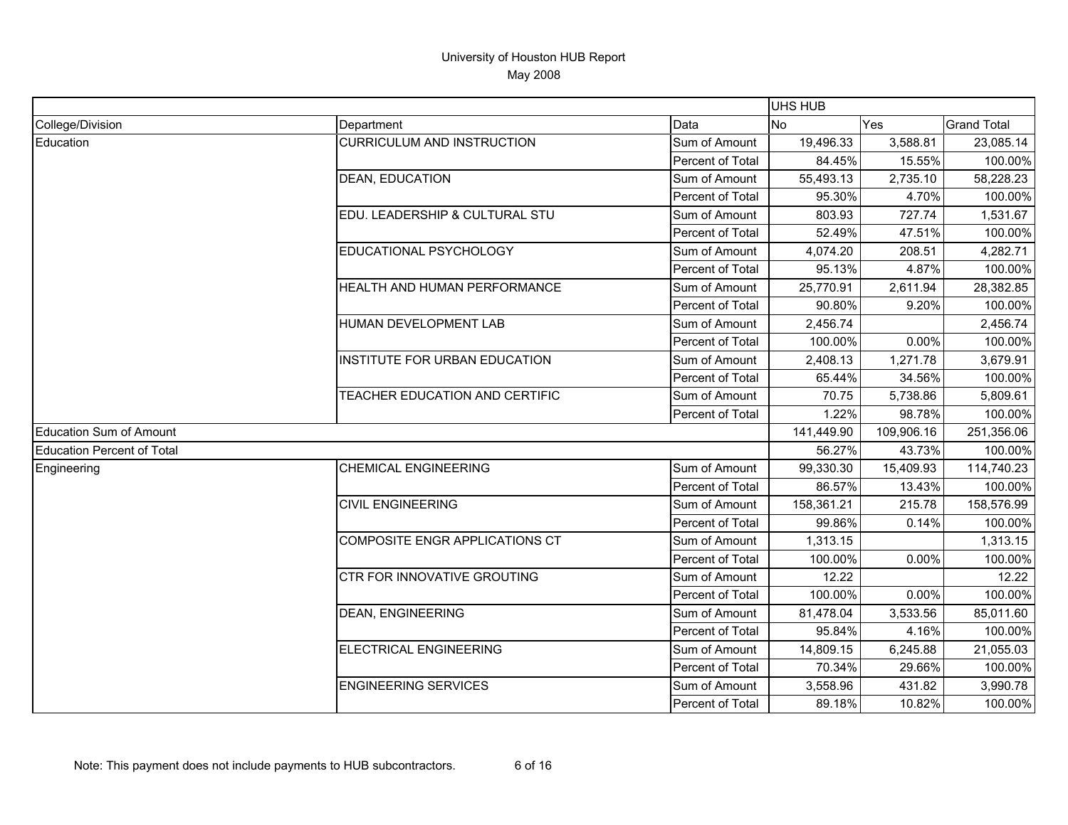# University of Houston HUB Report

May 2008

| | | | UHS HUB | | |
|---|---|---|---|---|---|
| College/Division | Department | Data | No | Yes | Grand Total |
| Education | CURRICULUM AND INSTRUCTION | Sum of Amount | 19,496.33 | 3,588.81 | 23,085.14 |
| | | Percent of Total | 84.45% | 15.55% | 100.00% |
| | DEAN, EDUCATION | Sum of Amount | 55,493.13 | 2,735.10 | 58,228.23 |
| | | Percent of Total | 95.30% | 4.70% | 100.00% |
| | EDU. LEADERSHIP & CULTURAL STU | Sum of Amount | 803.93 | 727.74 | 1,531.67 |
| | | Percent of Total | 52.49% | 47.51% | 100.00% |
| | EDUCATIONAL PSYCHOLOGY | Sum of Amount | 4,074.20 | 208.51 | 4,282.71 |
| | | Percent of Total | 95.13% | 4.87% | 100.00% |
| | HEALTH AND HUMAN PERFORMANCE | Sum of Amount | 25,770.91 | 2,611.94 | 28,382.85 |
| | | Percent of Total | 90.80% | 9.20% | 100.00% |
| | HUMAN DEVELOPMENT LAB | Sum of Amount | 2,456.74 | | 2,456.74 |
| | | Percent of Total | 100.00% | 0.00% | 100.00% |
| | INSTITUTE FOR URBAN EDUCATION | Sum of Amount | 2,408.13 | 1,271.78 | 3,679.91 |
| | | Percent of Total | 65.44% | 34.56% | 100.00% |
| | TEACHER EDUCATION AND CERTIFIC | Sum of Amount | 70.75 | 5,738.86 | 5,809.61 |
| | | Percent of Total | 1.22% | 98.78% | 100.00% |
| Education Sum of Amount | | | 141,449.90 | 109,906.16 | 251,356.06 |
| Education Percent of Total | | | 56.27% | 43.73% | 100.00% |
| Engineering | CHEMICAL ENGINEERING | Sum of Amount | 99,330.30 | 15,409.93 | 114,740.23 |
| | | Percent of Total | 86.57% | 13.43% | 100.00% |
| | CIVIL ENGINEERING | Sum of Amount | 158,361.21 | 215.78 | 158,576.99 |
| | | Percent of Total | 99.86% | 0.14% | 100.00% |
| | COMPOSITE ENGR APPLICATIONS CT | Sum of Amount | 1,313.15 | | 1,313.15 |
| | | Percent of Total | 100.00% | 0.00% | 100.00% |
| | CTR FOR INNOVATIVE GROUTING | Sum of Amount | 12.22 | | 12.22 |
| | | Percent of Total | 100.00% | 0.00% | 100.00% |
| | DEAN, ENGINEERING | Sum of Amount | 81,478.04 | 3,533.56 | 85,011.60 |
| | | Percent of Total | 95.84% | 4.16% | 100.00% |
| | ELECTRICAL ENGINEERING | Sum of Amount | 14,809.15 | 6,245.88 | 21,055.03 |
| | | Percent of Total | 70.34% | 29.66% | 100.00% |
| | ENGINEERING SERVICES | Sum of Amount | 3,558.96 | 431.82 | 3,990.78 |
| | | Percent of Total | 89.18% | 10.82% | 100.00% |

Note: This payment does not include payments to HUB subcontractors.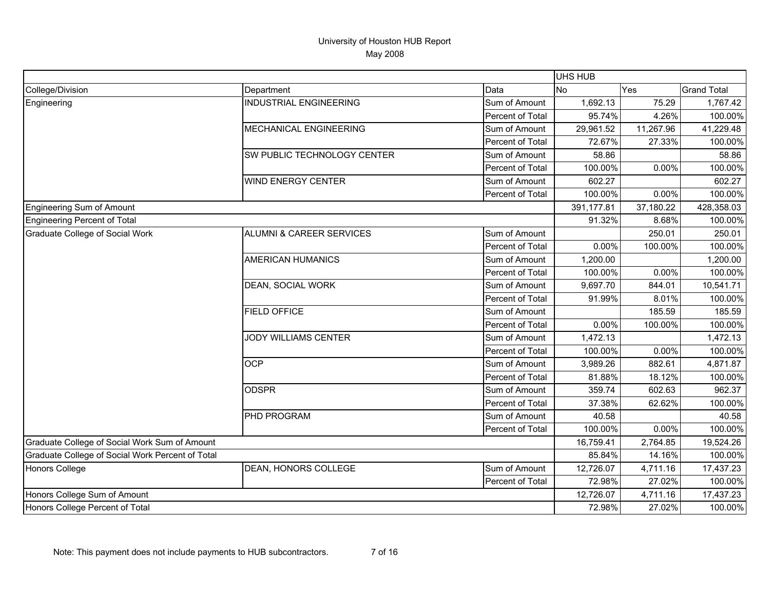# University of Houston HUB Report
## May 2008

| | | | UHS HUB | | |
|---|---|---|---|---|---|
| College/Division | Department | Data | No | Yes | Grand Total |
| Engineering | INDUSTRIAL ENGINEERING | Sum of Amount | 1,692.13 | 75.29 | 1,767.42 |
| | | Percent of Total | 95.74% | 4.26% | 100.00% |
| | MECHANICAL ENGINEERING | Sum of Amount | 29,961.52 | 11,267.96 | 41,229.48 |
| | | Percent of Total | 72.67% | 27.33% | 100.00% |
| | SW PUBLIC TECHNOLOGY CENTER | Sum of Amount | 58.86 | | 58.86 |
| | | Percent of Total | 100.00% | 0.00% | 100.00% |
| | WIND ENERGY CENTER | Sum of Amount | 602.27 | | 602.27 |
| | | Percent of Total | 100.00% | 0.00% | 100.00% |
| Engineering Sum of Amount | | | 391,177.81 | 37,180.22 | 428,358.03 |
| Engineering Percent of Total | | | 91.32% | 8.68% | 100.00% |
| Graduate College of Social Work | ALUMNI & CAREER SERVICES | Sum of Amount | | 250.01 | 250.01 |
| | | Percent of Total | 0.00% | 100.00% | 100.00% |
| | AMERICAN HUMANICS | Sum of Amount | 1,200.00 | | 1,200.00 |
| | | Percent of Total | 100.00% | 0.00% | 100.00% |
| | DEAN, SOCIAL WORK | Sum of Amount | 9,697.70 | 844.01 | 10,541.71 |
| | | Percent of Total | 91.99% | 8.01% | 100.00% |
| | FIELD OFFICE | Sum of Amount | | 185.59 | 185.59 |
| | | Percent of Total | 0.00% | 100.00% | 100.00% |
| | JODY WILLIAMS CENTER | Sum of Amount | 1,472.13 | | 1,472.13 |
| | | Percent of Total | 100.00% | 0.00% | 100.00% |
| | OCP | Sum of Amount | 3,989.26 | 882.61 | 4,871.87 |
| | | Percent of Total | 81.88% | 18.12% | 100.00% |
| | ODSPR | Sum of Amount | 359.74 | 602.63 | 962.37 |
| | | Percent of Total | 37.38% | 62.62% | 100.00% |
| | PHD PROGRAM | Sum of Amount | 40.58 | | 40.58 |
| | | Percent of Total | 100.00% | 0.00% | 100.00% |
| Graduate College of Social Work Sum of Amount | | | 16,759.41 | 2,764.85 | 19,524.26 |
| Graduate College of Social Work Percent of Total | | | 85.84% | 14.16% | 100.00% |
| Honors College | DEAN, HONORS COLLEGE | Sum of Amount | 12,726.07 | 4,711.16 | 17,437.23 |
| | | Percent of Total | 72.98% | 27.02% | 100.00% |
| Honors College Sum of Amount | | | 12,726.07 | 4,711.16 | 17,437.23 |
| Honors College Percent of Total | | | 72.98% | 27.02% | 100.00% |

Note: This payment does not include payments to HUB subcontractors.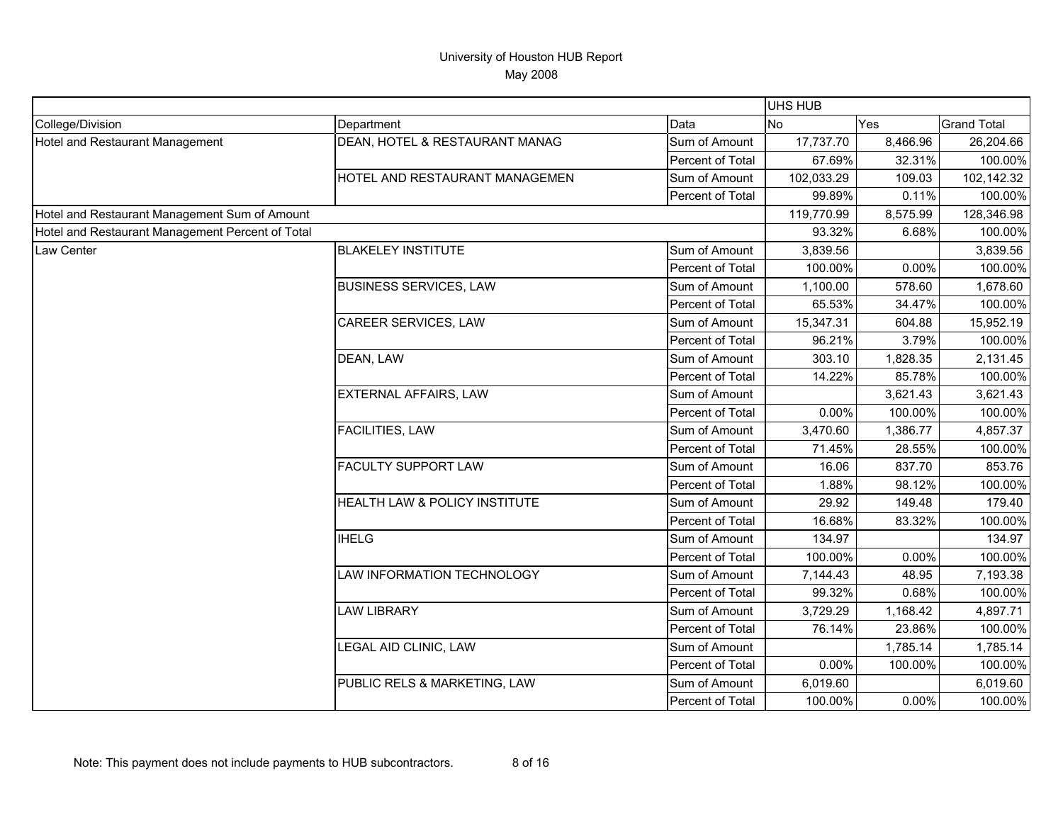# University of Houston HUB Report
May 2008

| | | | UHS HUB | | |
|---|---|---|---|---|---|
| College/Division | Department | Data | No | Yes | Grand Total |
| Hotel and Restaurant Management | DEAN, HOTEL & RESTAURANT MANAG | Sum of Amount | 17,737.70 | 8,466.96 | 26,204.66 |
| | | Percent of Total | 67.69% | 32.31% | 100.00% |
| | HOTEL AND RESTAURANT MANAGEMEN | Sum of Amount | 102,033.29 | 109.03 | 102,142.32 |
| | | Percent of Total | 99.89% | 0.11% | 100.00% |
| Hotel and Restaurant Management Sum of Amount | | | 119,770.99 | 8,575.99 | 128,346.98 |
| Hotel and Restaurant Management Percent of Total | | | 93.32% | 6.68% | 100.00% |
| Law Center | BLAKELEY INSTITUTE | Sum of Amount | 3,839.56 | | 3,839.56 |
| | | Percent of Total | 100.00% | 0.00% | 100.00% |
| | BUSINESS SERVICES, LAW | Sum of Amount | 1,100.00 | 578.60 | 1,678.60 |
| | | Percent of Total | 65.53% | 34.47% | 100.00% |
| | CAREER SERVICES, LAW | Sum of Amount | 15,347.31 | 604.88 | 15,952.19 |
| | | Percent of Total | 96.21% | 3.79% | 100.00% |
| | DEAN, LAW | Sum of Amount | 303.10 | 1,828.35 | 2,131.45 |
| | | Percent of Total | 14.22% | 85.78% | 100.00% |
| | EXTERNAL AFFAIRS, LAW | Sum of Amount | | 3,621.43 | 3,621.43 |
| | | Percent of Total | 0.00% | 100.00% | 100.00% |
| | FACILITIES, LAW | Sum of Amount | 3,470.60 | 1,386.77 | 4,857.37 |
| | | Percent of Total | 71.45% | 28.55% | 100.00% |
| | FACULTY SUPPORT LAW | Sum of Amount | 16.06 | 837.70 | 853.76 |
| | | Percent of Total | 1.88% | 98.12% | 100.00% |
| | HEALTH LAW & POLICY INSTITUTE | Sum of Amount | 29.92 | 149.48 | 179.40 |
| | | Percent of Total | 16.68% | 83.32% | 100.00% |
| | IHELG | Sum of Amount | 134.97 | | 134.97 |
| | | Percent of Total | 100.00% | 0.00% | 100.00% |
| | LAW INFORMATION TECHNOLOGY | Sum of Amount | 7,144.43 | 48.95 | 7,193.38 |
| | | Percent of Total | 99.32% | 0.68% | 100.00% |
| | LAW LIBRARY | Sum of Amount | 3,729.29 | 1,168.42 | 4,897.71 |
| | | Percent of Total | 76.14% | 23.86% | 100.00% |
| | LEGAL AID CLINIC, LAW | Sum of Amount | | 1,785.14 | 1,785.14 |
| | | Percent of Total | 0.00% | 100.00% | 100.00% |
| | PUBLIC RELS & MARKETING, LAW | Sum of Amount | 6,019.60 | | 6,019.60 |
| | | Percent of Total | 100.00% | 0.00% | 100.00% |

Note: This payment does not include payments to HUB subcontractors.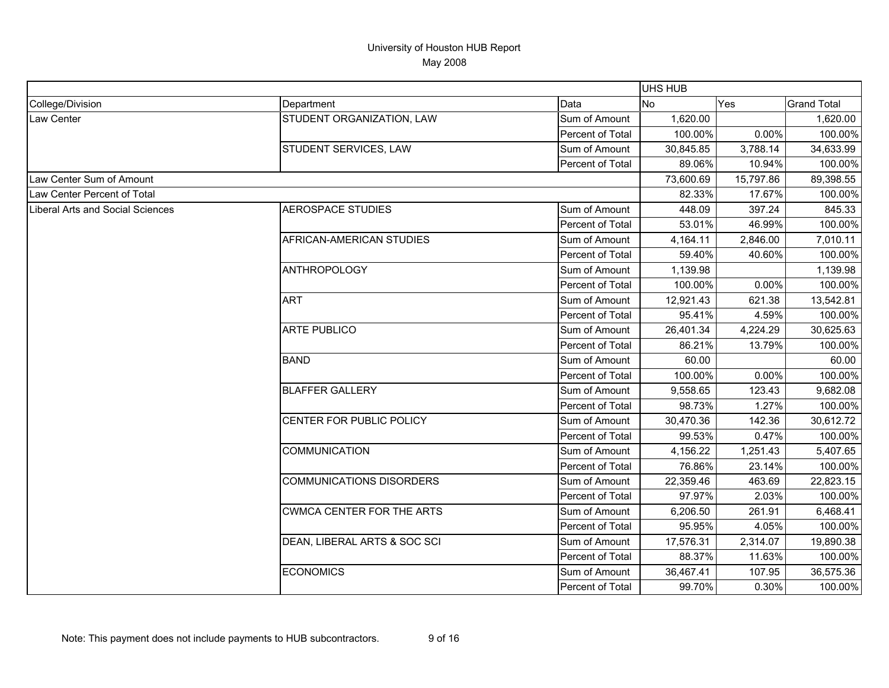University of Houston HUB Report

May 2008

| | | | UHS HUB | | |
|---|---|---|---|---|---|
| College/Division | Department | Data | No | Yes | Grand Total |
| Law Center | STUDENT ORGANIZATION, LAW | Sum of Amount | 1,620.00 | | 1,620.00 |
| | | Percent of Total | 100.00% | 0.00% | 100.00% |
| | STUDENT SERVICES, LAW | Sum of Amount | 30,845.85 | 3,788.14 | 34,633.99 |
| | | Percent of Total | 89.06% | 10.94% | 100.00% |
| Law Center Sum of Amount | | | 73,600.69 | 15,797.86 | 89,398.55 |
| Law Center Percent of Total | | | 82.33% | 17.67% | 100.00% |
| Liberal Arts and Social Sciences | AEROSPACE STUDIES | Sum of Amount | 448.09 | 397.24 | 845.33 |
| | | Percent of Total | 53.01% | 46.99% | 100.00% |
| | AFRICAN-AMERICAN STUDIES | Sum of Amount | 4,164.11 | 2,846.00 | 7,010.11 |
| | | Percent of Total | 59.40% | 40.60% | 100.00% |
| | ANTHROPOLOGY | Sum of Amount | 1,139.98 | | 1,139.98 |
| | | Percent of Total | 100.00% | 0.00% | 100.00% |
| | ART | Sum of Amount | 12,921.43 | 621.38 | 13,542.81 |
| | | Percent of Total | 95.41% | 4.59% | 100.00% |
| | ARTE PUBLICO | Sum of Amount | 26,401.34 | 4,224.29 | 30,625.63 |
| | | Percent of Total | 86.21% | 13.79% | 100.00% |
| | BAND | Sum of Amount | 60.00 | | 60.00 |
| | | Percent of Total | 100.00% | 0.00% | 100.00% |
| | BLAFFER GALLERY | Sum of Amount | 9,558.65 | 123.43 | 9,682.08 |
| | | Percent of Total | 98.73% | 1.27% | 100.00% |
| | CENTER FOR PUBLIC POLICY | Sum of Amount | 30,470.36 | 142.36 | 30,612.72 |
| | | Percent of Total | 99.53% | 0.47% | 100.00% |
| | COMMUNICATION | Sum of Amount | 4,156.22 | 1,251.43 | 5,407.65 |
| | | Percent of Total | 76.86% | 23.14% | 100.00% |
| | COMMUNICATIONS DISORDERS | Sum of Amount | 22,359.46 | 463.69 | 22,823.15 |
| | | Percent of Total | 97.97% | 2.03% | 100.00% |
| | CWMCA CENTER FOR THE ARTS | Sum of Amount | 6,206.50 | 261.91 | 6,468.41 |
| | | Percent of Total | 95.95% | 4.05% | 100.00% |
| | DEAN, LIBERAL ARTS & SOC SCI | Sum of Amount | 17,576.31 | 2,314.07 | 19,890.38 |
| | | Percent of Total | 88.37% | 11.63% | 100.00% |
| | ECONOMICS | Sum of Amount | 36,467.41 | 107.95 | 36,575.36 |
| | | Percent of Total | 99.70% | 0.30% | 100.00% |

Note: This payment does not include payments to HUB subcontractors.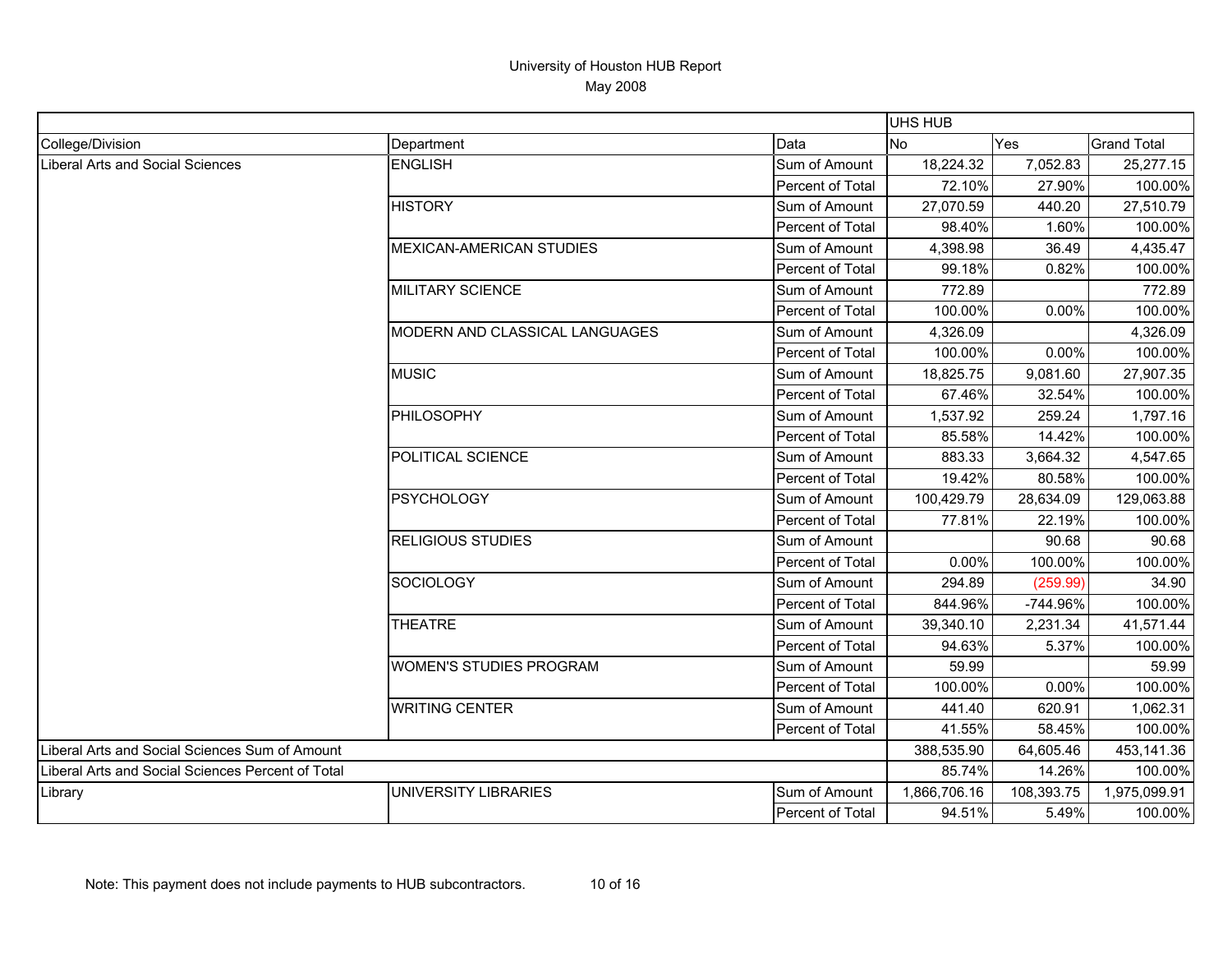University of Houston HUB Report
May 2008

| | | | UHS HUB | | |
|---|---|---|---|---|---|
| College/Division | Department | Data | No | Yes | Grand Total |
| Liberal Arts and Social Sciences | ENGLISH | Sum of Amount | 18,224.32 | 7,052.83 | 25,277.15 |
| | | Percent of Total | 72.10% | 27.90% | 100.00% |
| | HISTORY | Sum of Amount | 27,070.59 | 440.20 | 27,510.79 |
| | | Percent of Total | 98.40% | 1.60% | 100.00% |
| | MEXICAN-AMERICAN STUDIES | Sum of Amount | 4,398.98 | 36.49 | 4,435.47 |
| | | Percent of Total | 99.18% | 0.82% | 100.00% |
| | MILITARY SCIENCE | Sum of Amount | 772.89 | | 772.89 |
| | | Percent of Total | 100.00% | 0.00% | 100.00% |
| | MODERN AND CLASSICAL LANGUAGES | Sum of Amount | 4,326.09 | | 4,326.09 |
| | | Percent of Total | 100.00% | 0.00% | 100.00% |
| | MUSIC | Sum of Amount | 18,825.75 | 9,081.60 | 27,907.35 |
| | | Percent of Total | 67.46% | 32.54% | 100.00% |
| | PHILOSOPHY | Sum of Amount | 1,537.92 | 259.24 | 1,797.16 |
| | | Percent of Total | 85.58% | 14.42% | 100.00% |
| | POLITICAL SCIENCE | Sum of Amount | 883.33 | 3,664.32 | 4,547.65 |
| | | Percent of Total | 19.42% | 80.58% | 100.00% |
| | PSYCHOLOGY | Sum of Amount | 100,429.79 | 28,634.09 | 129,063.88 |
| | | Percent of Total | 77.81% | 22.19% | 100.00% |
| | RELIGIOUS STUDIES | Sum of Amount | | 90.68 | 90.68 |
| | | Percent of Total | 0.00% | 100.00% | 100.00% |
| | SOCIOLOGY | Sum of Amount | 294.89 | (259.99) | 34.90 |
| | | Percent of Total | 844.96% | -744.96% | 100.00% |
| | THEATRE | Sum of Amount | 39,340.10 | 2,231.34 | 41,571.44 |
| | | Percent of Total | 94.63% | 5.37% | 100.00% |
| | WOMEN'S STUDIES PROGRAM | Sum of Amount | 59.99 | | 59.99 |
| | | Percent of Total | 100.00% | 0.00% | 100.00% |
| | WRITING CENTER | Sum of Amount | 441.40 | 620.91 | 1,062.31 |
| | | Percent of Total | 41.55% | 58.45% | 100.00% |
| Liberal Arts and Social Sciences Sum of Amount | | | 388,535.90 | 64,605.46 | 453,141.36 |
| Liberal Arts and Social Sciences Percent of Total | | | 85.74% | 14.26% | 100.00% |
| Library | UNIVERSITY LIBRARIES | Sum of Amount | 1,866,706.16 | 108,393.75 | 1,975,099.91 |
| | | Percent of Total | 94.51% | 5.49% | 100.00% |

Note: This payment does not include payments to HUB subcontractors.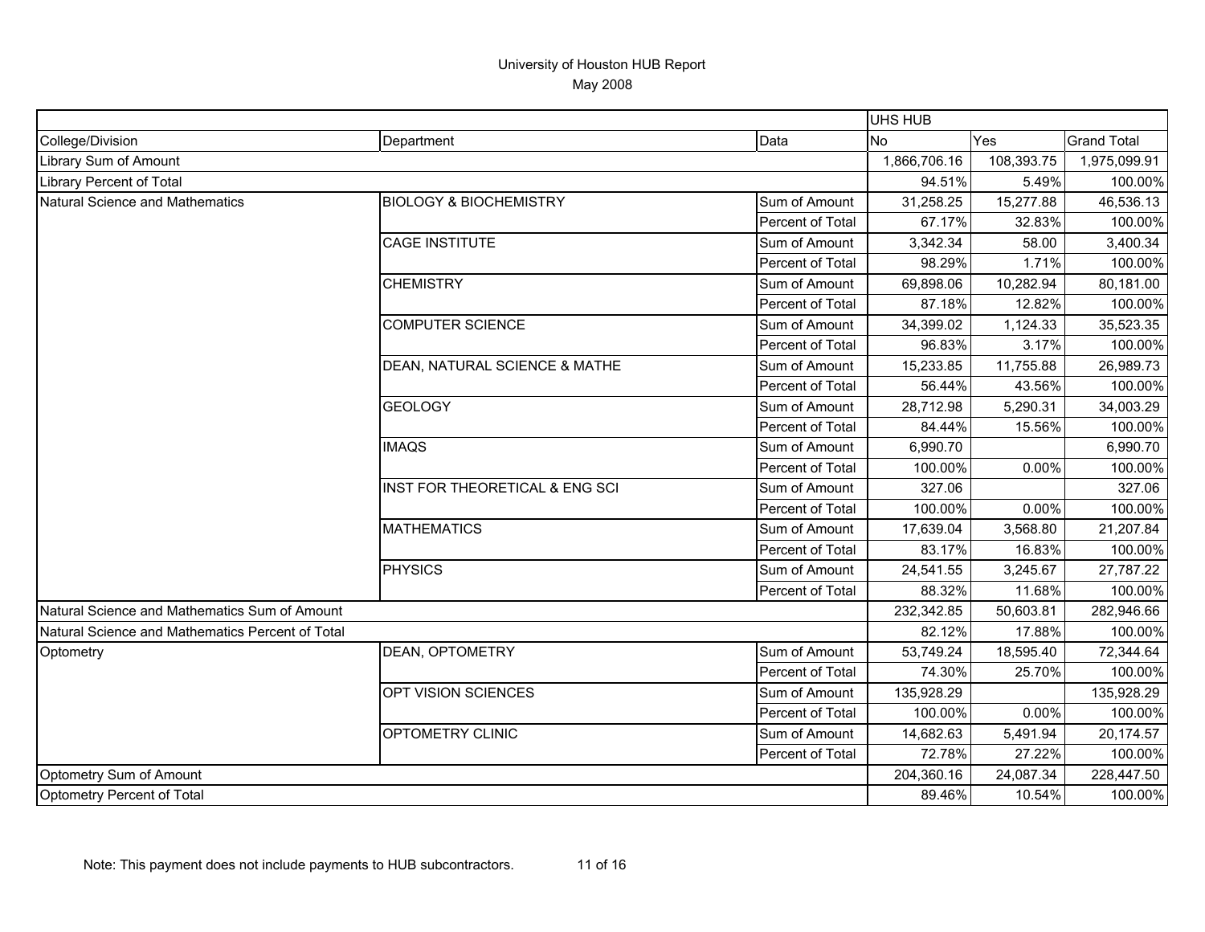# University of Houston HUB Report

May 2008

| | | | UHS HUB | | |
|---|---|---|---|---|---|
| College/Division | Department | Data | No | Yes | Grand Total |
| Library Sum of Amount | | | 1,866,706.16 | 108,393.75 | 1,975,099.91 |
| Library Percent of Total | | | 94.51% | 5.49% | 100.00% |
| Natural Science and Mathematics | BIOLOGY & BIOCHEMISTRY | Sum of Amount | 31,258.25 | 15,277.88 | 46,536.13 |
| | | Percent of Total | 67.17% | 32.83% | 100.00% |
| | CAGE INSTITUTE | Sum of Amount | 3,342.34 | 58.00 | 3,400.34 |
| | | Percent of Total | 98.29% | 1.71% | 100.00% |
| | CHEMISTRY | Sum of Amount | 69,898.06 | 10,282.94 | 80,181.00 |
| | | Percent of Total | 87.18% | 12.82% | 100.00% |
| | COMPUTER SCIENCE | Sum of Amount | 34,399.02 | 1,124.33 | 35,523.35 |
| | | Percent of Total | 96.83% | 3.17% | 100.00% |
| | DEAN, NATURAL SCIENCE & MATHE | Sum of Amount | 15,233.85 | 11,755.88 | 26,989.73 |
| | | Percent of Total | 56.44% | 43.56% | 100.00% |
| | GEOLOGY | Sum of Amount | 28,712.98 | 5,290.31 | 34,003.29 |
| | | Percent of Total | 84.44% | 15.56% | 100.00% |
| | IMAQS | Sum of Amount | 6,990.70 | | 6,990.70 |
| | | Percent of Total | 100.00% | 0.00% | 100.00% |
| | INST FOR THEORETICAL & ENG SCI | Sum of Amount | 327.06 | | 327.06 |
| | | Percent of Total | 100.00% | 0.00% | 100.00% |
| | MATHEMATICS | Sum of Amount | 17,639.04 | 3,568.80 | 21,207.84 |
| | | Percent of Total | 83.17% | 16.83% | 100.00% |
| | PHYSICS | Sum of Amount | 24,541.55 | 3,245.67 | 27,787.22 |
| | | Percent of Total | 88.32% | 11.68% | 100.00% |
| Natural Science and Mathematics Sum of Amount | | | 232,342.85 | 50,603.81 | 282,946.66 |
| Natural Science and Mathematics Percent of Total | | | 82.12% | 17.88% | 100.00% |
| Optometry | DEAN, OPTOMETRY | Sum of Amount | 53,749.24 | 18,595.40 | 72,344.64 |
| | | Percent of Total | 74.30% | 25.70% | 100.00% |
| | OPT VISION SCIENCES | Sum of Amount | 135,928.29 | | 135,928.29 |
| | | Percent of Total | 100.00% | 0.00% | 100.00% |
| | OPTOMETRY CLINIC | Sum of Amount | 14,682.63 | 5,491.94 | 20,174.57 |
| | | Percent of Total | 72.78% | 27.22% | 100.00% |
| Optometry Sum of Amount | | | 204,360.16 | 24,087.34 | 228,447.50 |
| Optometry Percent of Total | | | 89.46% | 10.54% | 100.00% |

Note: This payment does not include payments to HUB subcontractors.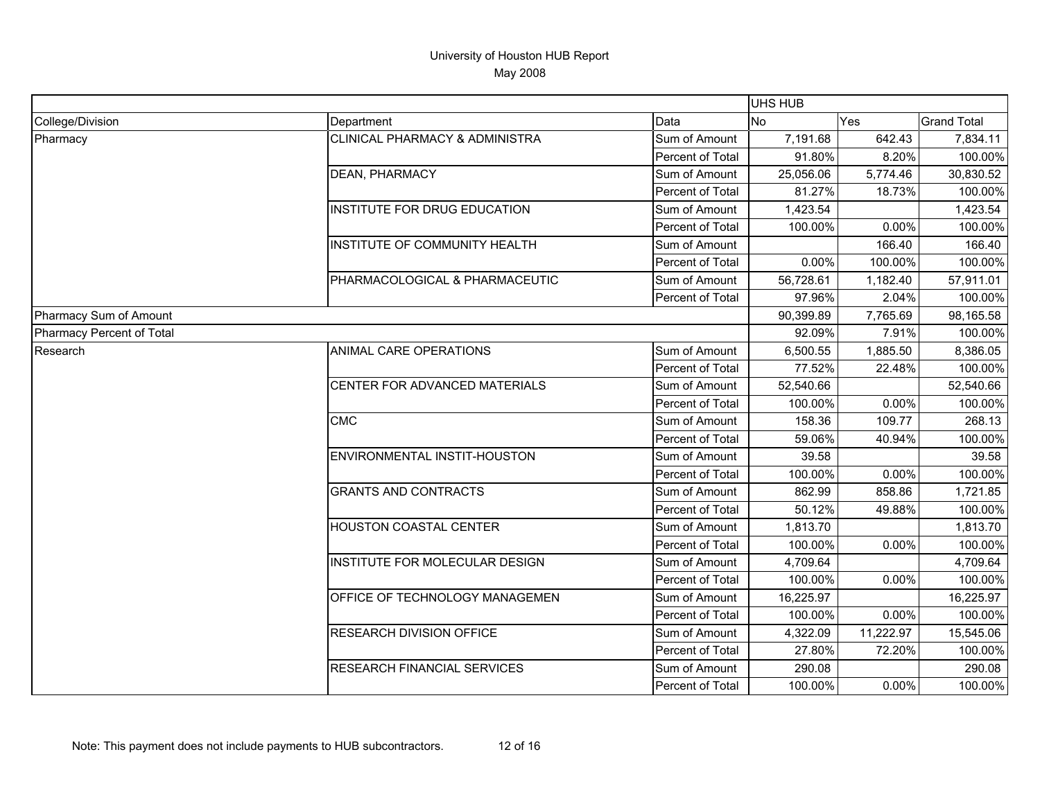# University of Houston HUB Report
May 2008

| | | | UHS HUB | | |
|---|---|---|---|---|---|
| College/Division | Department | Data | No | Yes | Grand Total |
| Pharmacy | CLINICAL PHARMACY & ADMINISTRA | Sum of Amount | 7,191.68 | 642.43 | 7,834.11 |
| | | Percent of Total | 91.80% | 8.20% | 100.00% |
| | DEAN, PHARMACY | Sum of Amount | 25,056.06 | 5,774.46 | 30,830.52 |
| | | Percent of Total | 81.27% | 18.73% | 100.00% |
| | INSTITUTE FOR DRUG EDUCATION | Sum of Amount | 1,423.54 | | 1,423.54 |
| | | Percent of Total | 100.00% | 0.00% | 100.00% |
| | INSTITUTE OF COMMUNITY HEALTH | Sum of Amount | | 166.40 | 166.40 |
| | | Percent of Total | 0.00% | 100.00% | 100.00% |
| | PHARMACOLOGICAL & PHARMACEUTIC | Sum of Amount | 56,728.61 | 1,182.40 | 57,911.01 |
| | | Percent of Total | 97.96% | 2.04% | 100.00% |
| Pharmacy Sum of Amount | | | 90,399.89 | 7,765.69 | 98,165.58 |
| Pharmacy Percent of Total | | | 92.09% | 7.91% | 100.00% |
| Research | ANIMAL CARE OPERATIONS | Sum of Amount | 6,500.55 | 1,885.50 | 8,386.05 |
| | | Percent of Total | 77.52% | 22.48% | 100.00% |
| | CENTER FOR ADVANCED MATERIALS | Sum of Amount | 52,540.66 | | 52,540.66 |
| | | Percent of Total | 100.00% | 0.00% | 100.00% |
| | CMC | Sum of Amount | 158.36 | 109.77 | 268.13 |
| | | Percent of Total | 59.06% | 40.94% | 100.00% |
| | ENVIRONMENTAL INSTIT-HOUSTON | Sum of Amount | 39.58 | | 39.58 |
| | | Percent of Total | 100.00% | 0.00% | 100.00% |
| | GRANTS AND CONTRACTS | Sum of Amount | 862.99 | 858.86 | 1,721.85 |
| | | Percent of Total | 50.12% | 49.88% | 100.00% |
| | HOUSTON COASTAL CENTER | Sum of Amount | 1,813.70 | | 1,813.70 |
| | | Percent of Total | 100.00% | 0.00% | 100.00% |
| | INSTITUTE FOR MOLECULAR DESIGN | Sum of Amount | 4,709.64 | | 4,709.64 |
| | | Percent of Total | 100.00% | 0.00% | 100.00% |
| | OFFICE OF TECHNOLOGY MANAGEMEN | Sum of Amount | 16,225.97 | | 16,225.97 |
| | | Percent of Total | 100.00% | 0.00% | 100.00% |
| | RESEARCH DIVISION OFFICE | Sum of Amount | 4,322.09 | 11,222.97 | 15,545.06 |
| | | Percent of Total | 27.80% | 72.20% | 100.00% |
| | RESEARCH FINANCIAL SERVICES | Sum of Amount | 290.08 | | 290.08 |
| | | Percent of Total | 100.00% | 0.00% | 100.00% |

Note: This payment does not include payments to HUB subcontractors.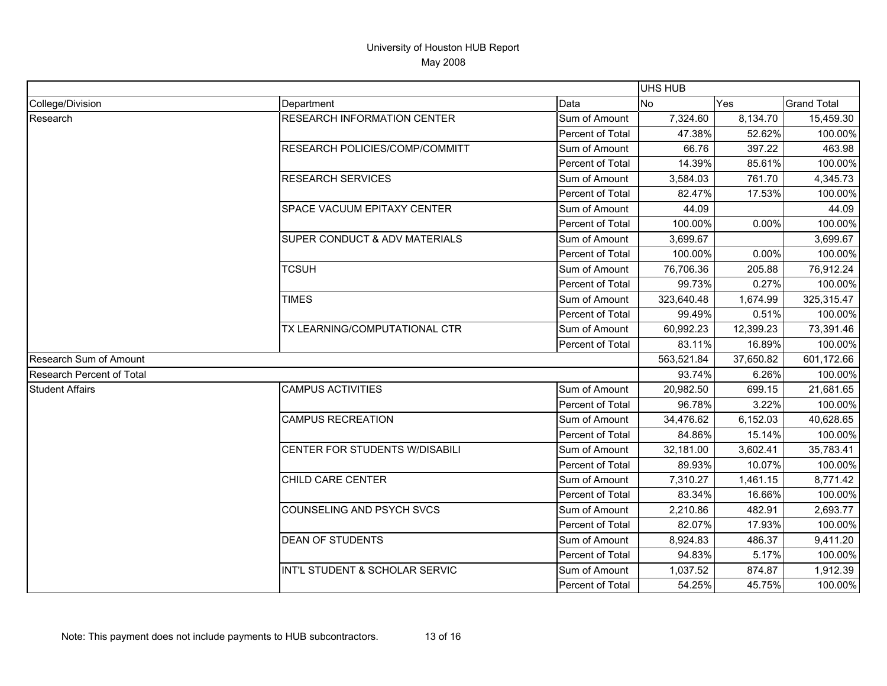# University of Houston HUB Report

May 2008

| | | | UHS HUB | | |
|---|---|---|---|---|---|
| College/Division | Department | Data | No | Yes | Grand Total |
| Research | RESEARCH INFORMATION CENTER | Sum of Amount | 7,324.60 | 8,134.70 | 15,459.30 |
| | | Percent of Total | 47.38% | 52.62% | 100.00% |
| | RESEARCH POLICIES/COMP/COMMITT | Sum of Amount | 66.76 | 397.22 | 463.98 |
| | | Percent of Total | 14.39% | 85.61% | 100.00% |
| | RESEARCH SERVICES | Sum of Amount | 3,584.03 | 761.70 | 4,345.73 |
| | | Percent of Total | 82.47% | 17.53% | 100.00% |
| | SPACE VACUUM EPITAXY CENTER | Sum of Amount | 44.09 | | 44.09 |
| | | Percent of Total | 100.00% | 0.00% | 100.00% |
| | SUPER CONDUCT & ADV MATERIALS | Sum of Amount | 3,699.67 | | 3,699.67 |
| | | Percent of Total | 100.00% | 0.00% | 100.00% |
| | TCSUH | Sum of Amount | 76,706.36 | 205.88 | 76,912.24 |
| | | Percent of Total | 99.73% | 0.27% | 100.00% |
| | TIMES | Sum of Amount | 323,640.48 | 1,674.99 | 325,315.47 |
| | | Percent of Total | 99.49% | 0.51% | 100.00% |
| | TX LEARNING/COMPUTATIONAL CTR | Sum of Amount | 60,992.23 | 12,399.23 | 73,391.46 |
| | | Percent of Total | 83.11% | 16.89% | 100.00% |
| Research Sum of Amount | | | 563,521.84 | 37,650.82 | 601,172.66 |
| Research Percent of Total | | | 93.74% | 6.26% | 100.00% |
| Student Affairs | CAMPUS ACTIVITIES | Sum of Amount | 20,982.50 | 699.15 | 21,681.65 |
| | | Percent of Total | 96.78% | 3.22% | 100.00% |
| | CAMPUS RECREATION | Sum of Amount | 34,476.62 | 6,152.03 | 40,628.65 |
| | | Percent of Total | 84.86% | 15.14% | 100.00% |
| | CENTER FOR STUDENTS W/DISABILI | Sum of Amount | 32,181.00 | 3,602.41 | 35,783.41 |
| | | Percent of Total | 89.93% | 10.07% | 100.00% |
| | CHILD CARE CENTER | Sum of Amount | 7,310.27 | 1,461.15 | 8,771.42 |
| | | Percent of Total | 83.34% | 16.66% | 100.00% |
| | COUNSELING AND PSYCH SVCS | Sum of Amount | 2,210.86 | 482.91 | 2,693.77 |
| | | Percent of Total | 82.07% | 17.93% | 100.00% |
| | DEAN OF STUDENTS | Sum of Amount | 8,924.83 | 486.37 | 9,411.20 |
| | | Percent of Total | 94.83% | 5.17% | 100.00% |
| | INT'L STUDENT & SCHOLAR SERVIC | Sum of Amount | 1,037.52 | 874.87 | 1,912.39 |
| | | Percent of Total | 54.25% | 45.75% | 100.00% |

Note: This payment does not include payments to HUB subcontractors.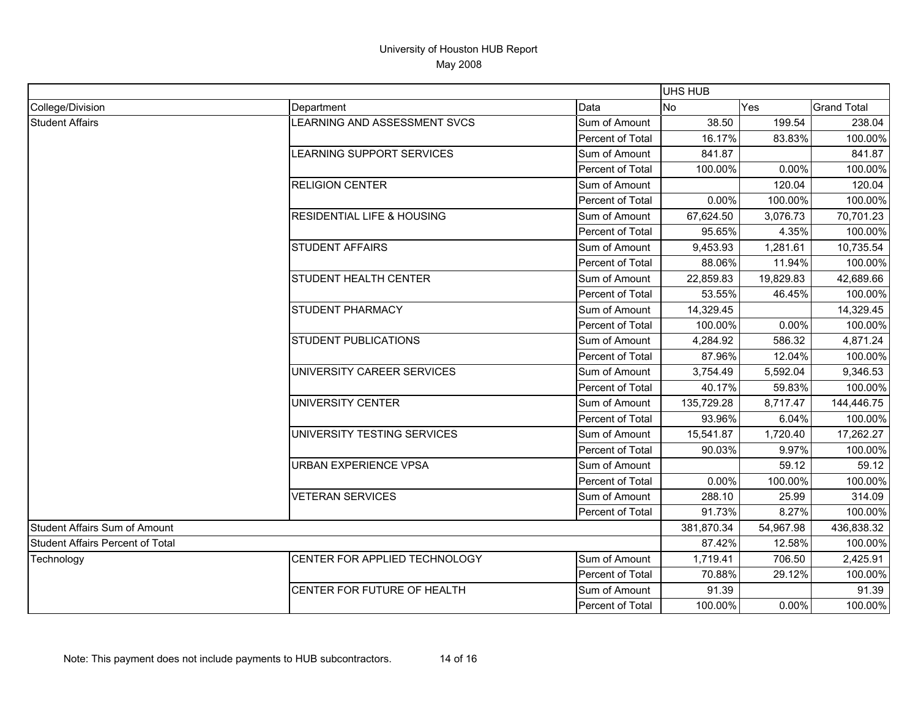University of Houston HUB Report

May 2008

| | | | UHS HUB | | |
|---|---|---|---|---|---|
| College/Division | Department | Data | No | Yes | Grand Total |
| Student Affairs | LEARNING AND ASSESSMENT SVCS | Sum of Amount | 38.50 | 199.54 | 238.04 |
| | | Percent of Total | 16.17% | 83.83% | 100.00% |
| | LEARNING SUPPORT SERVICES | Sum of Amount | 841.87 | | 841.87 |
| | | Percent of Total | 100.00% | 0.00% | 100.00% |
| | RELIGION CENTER | Sum of Amount | | 120.04 | 120.04 |
| | | Percent of Total | 0.00% | 100.00% | 100.00% |
| | RESIDENTIAL LIFE & HOUSING | Sum of Amount | 67,624.50 | 3,076.73 | 70,701.23 |
| | | Percent of Total | 95.65% | 4.35% | 100.00% |
| | STUDENT AFFAIRS | Sum of Amount | 9,453.93 | 1,281.61 | 10,735.54 |
| | | Percent of Total | 88.06% | 11.94% | 100.00% |
| | STUDENT HEALTH CENTER | Sum of Amount | 22,859.83 | 19,829.83 | 42,689.66 |
| | | Percent of Total | 53.55% | 46.45% | 100.00% |
| | STUDENT PHARMACY | Sum of Amount | 14,329.45 | | 14,329.45 |
| | | Percent of Total | 100.00% | 0.00% | 100.00% |
| | STUDENT PUBLICATIONS | Sum of Amount | 4,284.92 | 586.32 | 4,871.24 |
| | | Percent of Total | 87.96% | 12.04% | 100.00% |
| | UNIVERSITY CAREER SERVICES | Sum of Amount | 3,754.49 | 5,592.04 | 9,346.53 |
| | | Percent of Total | 40.17% | 59.83% | 100.00% |
| | UNIVERSITY CENTER | Sum of Amount | 135,729.28 | 8,717.47 | 144,446.75 |
| | | Percent of Total | 93.96% | 6.04% | 100.00% |
| | UNIVERSITY TESTING SERVICES | Sum of Amount | 15,541.87 | 1,720.40 | 17,262.27 |
| | | Percent of Total | 90.03% | 9.97% | 100.00% |
| | URBAN EXPERIENCE VPSA | Sum of Amount | | 59.12 | 59.12 |
| | | Percent of Total | 0.00% | 100.00% | 100.00% |
| | VETERAN SERVICES | Sum of Amount | 288.10 | 25.99 | 314.09 |
| | | Percent of Total | 91.73% | 8.27% | 100.00% |
| Student Affairs Sum of Amount | | | 381,870.34 | 54,967.98 | 436,838.32 |
| Student Affairs Percent of Total | | | 87.42% | 12.58% | 100.00% |
| Technology | CENTER FOR APPLIED TECHNOLOGY | Sum of Amount | 1,719.41 | 706.50 | 2,425.91 |
| | | Percent of Total | 70.88% | 29.12% | 100.00% |
| | CENTER FOR FUTURE OF HEALTH | Sum of Amount | 91.39 | | 91.39 |
| | | Percent of Total | 100.00% | 0.00% | 100.00% |

Note: This payment does not include payments to HUB subcontractors.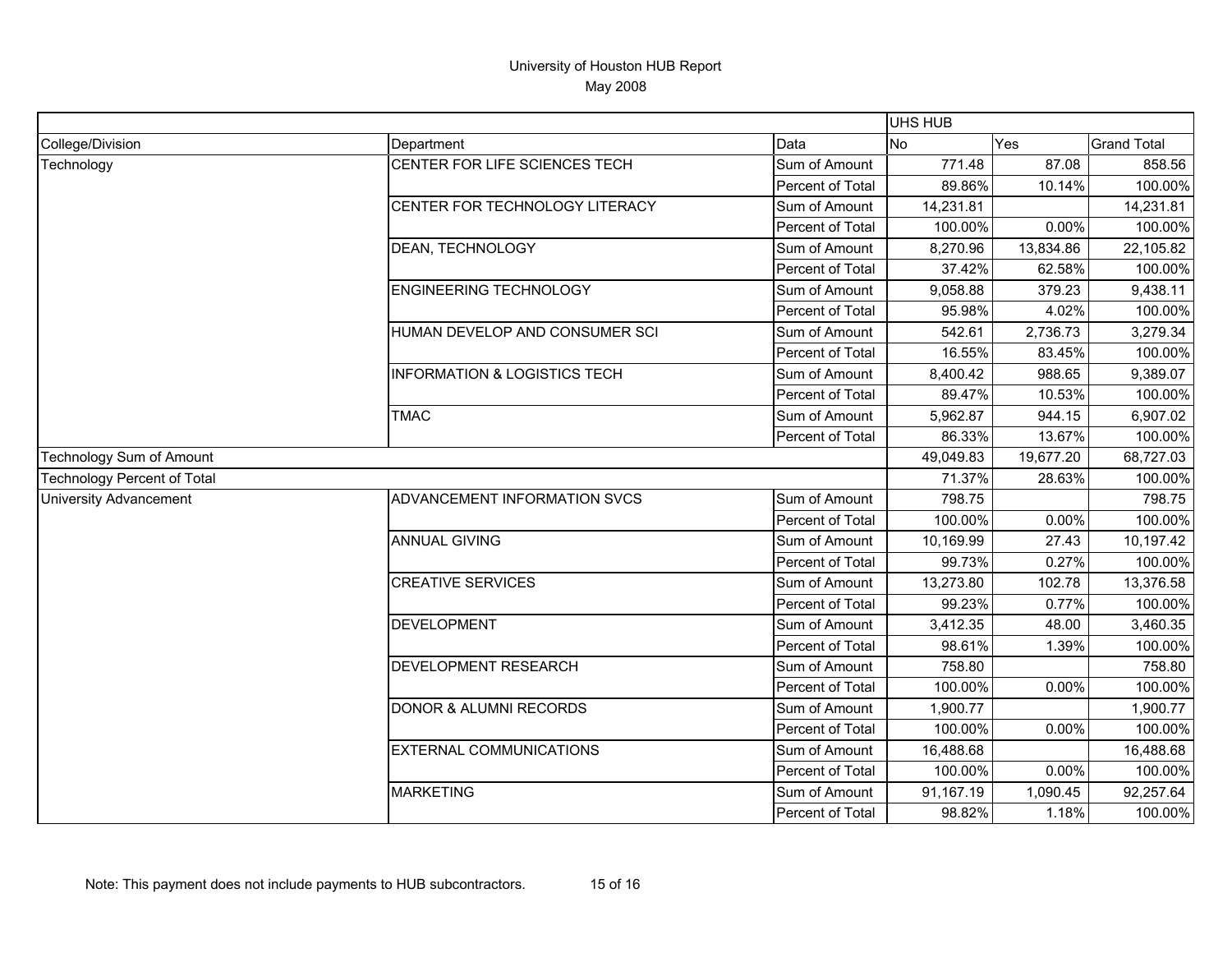University of Houston HUB Report
May 2008

| | | | UHS HUB | | |
|---|---|---|---|---|---|
| College/Division | Department | Data | No | Yes | Grand Total |
| Technology | CENTER FOR LIFE SCIENCES TECH | Sum of Amount | 771.48 | 87.08 | 858.56 |
| | | Percent of Total | 89.86% | 10.14% | 100.00% |
| | CENTER FOR TECHNOLOGY LITERACY | Sum of Amount | 14,231.81 | | 14,231.81 |
| | | Percent of Total | 100.00% | 0.00% | 100.00% |
| | DEAN, TECHNOLOGY | Sum of Amount | 8,270.96 | 13,834.86 | 22,105.82 |
| | | Percent of Total | 37.42% | 62.58% | 100.00% |
| | ENGINEERING TECHNOLOGY | Sum of Amount | 9,058.88 | 379.23 | 9,438.11 |
| | | Percent of Total | 95.98% | 4.02% | 100.00% |
| | HUMAN DEVELOP AND CONSUMER SCI | Sum of Amount | 542.61 | 2,736.73 | 3,279.34 |
| | | Percent of Total | 16.55% | 83.45% | 100.00% |
| | INFORMATION & LOGISTICS TECH | Sum of Amount | 8,400.42 | 988.65 | 9,389.07 |
| | | Percent of Total | 89.47% | 10.53% | 100.00% |
| | TMAC | Sum of Amount | 5,962.87 | 944.15 | 6,907.02 |
| | | Percent of Total | 86.33% | 13.67% | 100.00% |
| Technology Sum of Amount | | | 49,049.83 | 19,677.20 | 68,727.03 |
| Technology Percent of Total | | | 71.37% | 28.63% | 100.00% |
| University Advancement | ADVANCEMENT INFORMATION SVCS | Sum of Amount | 798.75 | | 798.75 |
| | | Percent of Total | 100.00% | 0.00% | 100.00% |
| | ANNUAL GIVING | Sum of Amount | 10,169.99 | 27.43 | 10,197.42 |
| | | Percent of Total | 99.73% | 0.27% | 100.00% |
| | CREATIVE SERVICES | Sum of Amount | 13,273.80 | 102.78 | 13,376.58 |
| | | Percent of Total | 99.23% | 0.77% | 100.00% |
| | DEVELOPMENT | Sum of Amount | 3,412.35 | 48.00 | 3,460.35 |
| | | Percent of Total | 98.61% | 1.39% | 100.00% |
| | DEVELOPMENT RESEARCH | Sum of Amount | 758.80 | | 758.80 |
| | | Percent of Total | 100.00% | 0.00% | 100.00% |
| | DONOR & ALUMNI RECORDS | Sum of Amount | 1,900.77 | | 1,900.77 |
| | | Percent of Total | 100.00% | 0.00% | 100.00% |
| | EXTERNAL COMMUNICATIONS | Sum of Amount | 16,488.68 | | 16,488.68 |
| | | Percent of Total | 100.00% | 0.00% | 100.00% |
| | MARKETING | Sum of Amount | 91,167.19 | 1,090.45 | 92,257.64 |
| | | Percent of Total | 98.82% | 1.18% | 100.00% |

Note: This payment does not include payments to HUB subcontractors.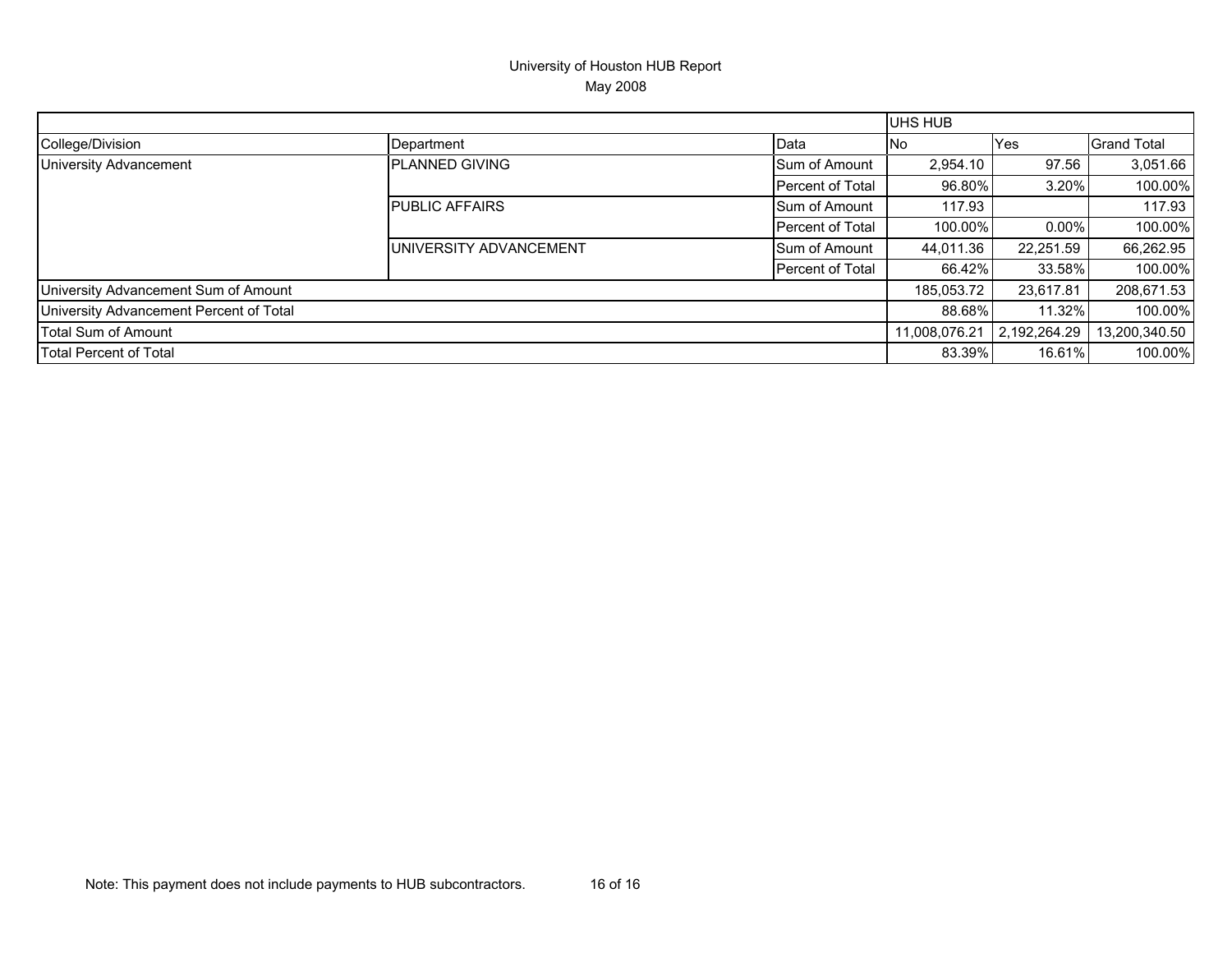University of Houston HUB Report

May 2008

| | | | UHS HUB | | |
|---|---|---|---|---|---|
| College/Division | Department | Data | No | Yes | Grand Total |
| University Advancement | PLANNED GIVING | Sum of Amount | 2,954.10 | 97.56 | 3,051.66 |
| | | Percent of Total | 96.80% | 3.20% | 100.00% |
| | PUBLIC AFFAIRS | Sum of Amount | 117.93 | | 117.93 |
| | | Percent of Total | 100.00% | 0.00% | 100.00% |
| | UNIVERSITY ADVANCEMENT | Sum of Amount | 44,011.36 | 22,251.59 | 66,262.95 |
| | | Percent of Total | 66.42% | 33.58% | 100.00% |
| University Advancement Sum of Amount | | | 185,053.72 | 23,617.81 | 208,671.53 |
| University Advancement Percent of Total | | | 88.68% | 11.32% | 100.00% |
| Total Sum of Amount | | | 11,008,076.21 | 2,192,264.29 | 13,200,340.50 |
| Total Percent of Total | | | 83.39% | 16.61% | 100.00% |

Note: This payment does not include payments to HUB subcontractors.